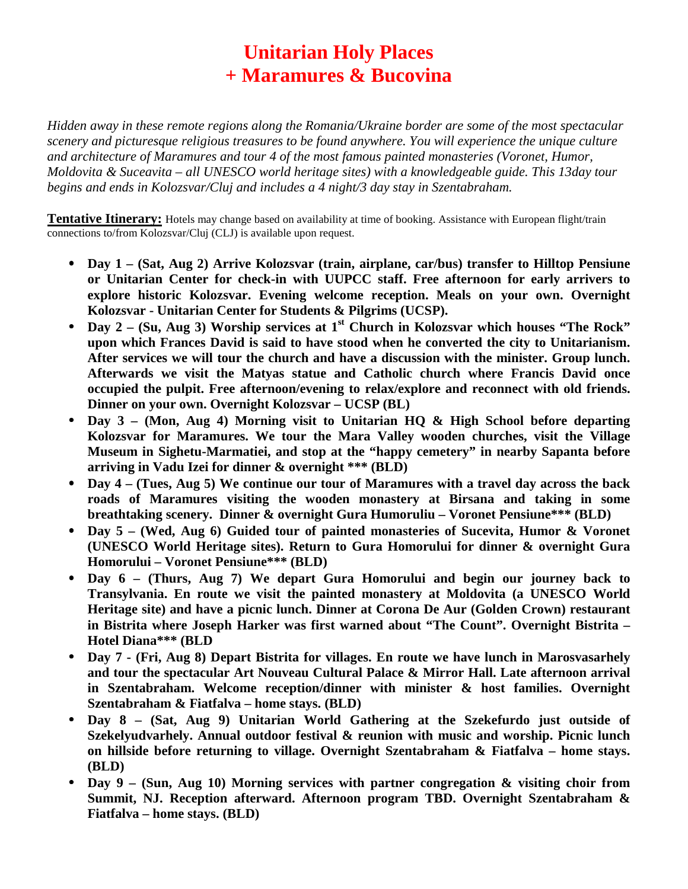# Unitarian Holy Places
# + Maramures & Bucovina

*Hidden away in these remote regions along the Romania/Ukraine border are some of the most spectacular scenery and picturesque religious treasures to be found anywhere. You will experience the unique culture and architecture of Maramures and tour 4 of the most famous painted monasteries (Voronet, Humor, Moldovita & Suceavita – all UNESCO world heritage sites) with a knowledgeable guide. This 13day tour begins and ends in Kolozsvar/Cluj and includes a 4 night/3 day stay in Szentabraham.*

**Tentative Itinerary:** Hotels may change based on availability at time of booking. Assistance with European flight/train connections to/from Kolozsvar/Cluj (CLJ) is available upon request.

- **Day 1 – (Sat, Aug 2) Arrive Kolozsvar (train, airplane, car/bus) transfer to Hilltop Pensiune or Unitarian Center for check-in with UUPCC staff. Free afternoon for early arrivers to explore historic Kolozsvar. Evening welcome reception. Meals on your own. Overnight Kolozsvar - Unitarian Center for Students & Pilgrims (UCSP).**
- **Day 2 – (Su, Aug 3) Worship services at 1st Church in Kolozsvar which houses "The Rock" upon which Frances David is said to have stood when he converted the city to Unitarianism. After services we will tour the church and have a discussion with the minister. Group lunch. Afterwards we visit the Matyas statue and Catholic church where Francis David once occupied the pulpit. Free afternoon/evening to relax/explore and reconnect with old friends. Dinner on your own. Overnight Kolozsvar – UCSP (BL)**
- **Day 3 – (Mon, Aug 4) Morning visit to Unitarian HQ & High School before departing Kolozsvar for Maramures. We tour the Mara Valley wooden churches, visit the Village Museum in Sighetu-Marmatiei, and stop at the "happy cemetery" in nearby Sapanta before arriving in Vadu Izei for dinner & overnight \*\*\* (BLD)**
- **Day 4 – (Tues, Aug 5) We continue our tour of Maramures with a travel day across the back roads of Maramures visiting the wooden monastery at Birsana and taking in some breathtaking scenery. Dinner & overnight Gura Humoruliu – Voronet Pensiune\*\*\* (BLD)**
- **Day 5 – (Wed, Aug 6) Guided tour of painted monasteries of Sucevita, Humor & Voronet (UNESCO World Heritage sites). Return to Gura Homorului for dinner & overnight Gura Homorului – Voronet Pensiune\*\*\* (BLD)**
- **Day 6 – (Thurs, Aug 7) We depart Gura Homorului and begin our journey back to Transylvania. En route we visit the painted monastery at Moldovita (a UNESCO World Heritage site) and have a picnic lunch. Dinner at Corona De Aur (Golden Crown) restaurant in Bistrita where Joseph Harker was first warned about "The Count". Overnight Bistrita – Hotel Diana\*\*\* (BLD**
- **Day 7 - (Fri, Aug 8) Depart Bistrita for villages. En route we have lunch in Marosvasarhely and tour the spectacular Art Nouveau Cultural Palace & Mirror Hall. Late afternoon arrival in Szentabraham. Welcome reception/dinner with minister & host families. Overnight Szentabraham & Fiatfalva – home stays. (BLD)**
- **Day 8 – (Sat, Aug 9) Unitarian World Gathering at the Szekefurdo just outside of Szekelyudvarhely. Annual outdoor festival & reunion with music and worship. Picnic lunch on hillside before returning to village. Overnight Szentabraham & Fiatfalva – home stays. (BLD)**
- **Day 9 – (Sun, Aug 10) Morning services with partner congregation & visiting choir from Summit, NJ. Reception afterward. Afternoon program TBD. Overnight Szentabraham & Fiatfalva – home stays. (BLD)**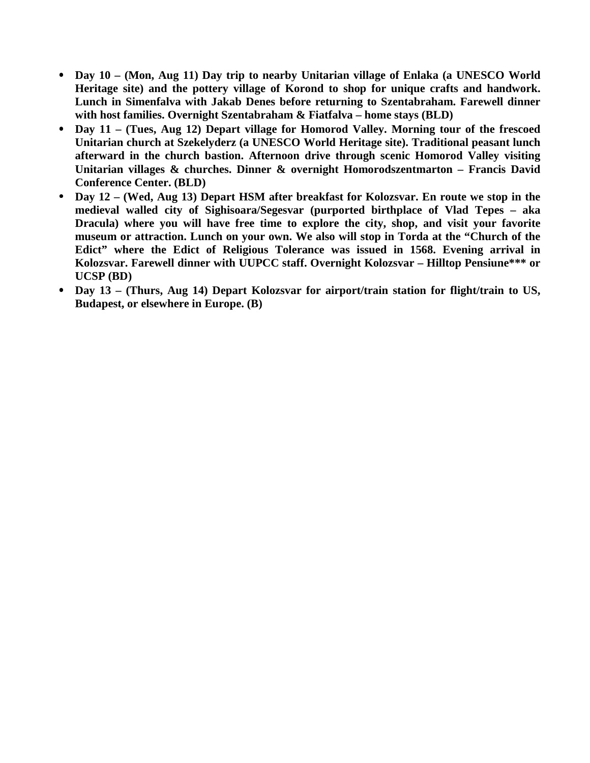- **Day 10 – (Mon, Aug 11) Day trip to nearby Unitarian village of Enlaka (a UNESCO World Heritage site) and the pottery village of Korond to shop for unique crafts and handwork. Lunch in Simenfalva with Jakab Denes before returning to Szentabraham. Farewell dinner with host families. Overnight Szentabraham & Fiatfalva – home stays (BLD)**
- **Day 11 – (Tues, Aug 12) Depart village for Homorod Valley. Morning tour of the frescoed Unitarian church at Szekelyderz (a UNESCO World Heritage site). Traditional peasant lunch afterward in the church bastion. Afternoon drive through scenic Homorod Valley visiting Unitarian villages & churches. Dinner & overnight Homorodszentmarton – Francis David Conference Center. (BLD)**
- **Day 12 – (Wed, Aug 13) Depart HSM after breakfast for Kolozsvar. En route we stop in the medieval walled city of Sighisoara/Segesvar (purported birthplace of Vlad Tepes – aka Dracula) where you will have free time to explore the city, shop, and visit your favorite museum or attraction. Lunch on your own. We also will stop in Torda at the "Church of the Edict" where the Edict of Religious Tolerance was issued in 1568. Evening arrival in Kolozsvar. Farewell dinner with UUPCC staff. Overnight Kolozsvar – Hilltop Pensiune*** or UCSP (BD)**
- **Day 13 – (Thurs, Aug 14) Depart Kolozsvar for airport/train station for flight/train to US, Budapest, or elsewhere in Europe. (B)**